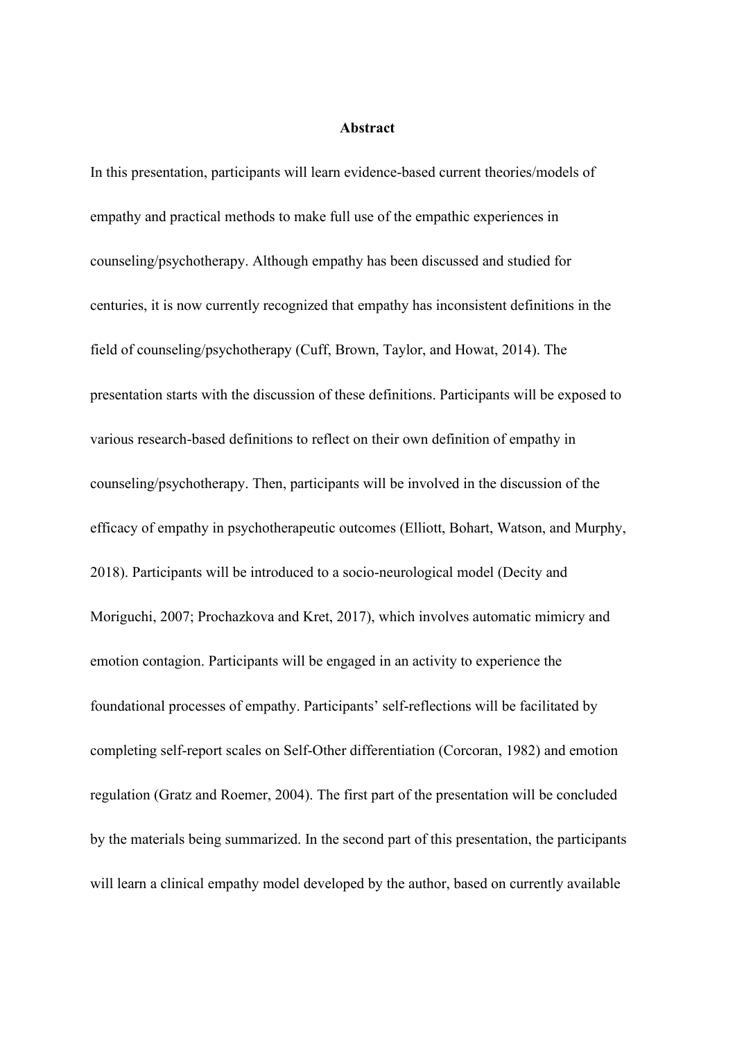## Abstract

In this presentation, participants will learn evidence-based current theories/models of empathy and practical methods to make full use of the empathic experiences in counseling/psychotherapy. Although empathy has been discussed and studied for centuries, it is now currently recognized that empathy has inconsistent definitions in the field of counseling/psychotherapy (Cuff, Brown, Taylor, and Howat, 2014). The presentation starts with the discussion of these definitions. Participants will be exposed to various research-based definitions to reflect on their own definition of empathy in counseling/psychotherapy. Then, participants will be involved in the discussion of the efficacy of empathy in psychotherapeutic outcomes (Elliott, Bohart, Watson, and Murphy, 2018). Participants will be introduced to a socio-neurological model (Decity and Moriguchi, 2007; Prochazkova and Kret, 2017), which involves automatic mimicry and emotion contagion. Participants will be engaged in an activity to experience the foundational processes of empathy. Participants' self-reflections will be facilitated by completing self-report scales on Self-Other differentiation (Corcoran, 1982) and emotion regulation (Gratz and Roemer, 2004). The first part of the presentation will be concluded by the materials being summarized. In the second part of this presentation, the participants will learn a clinical empathy model developed by the author, based on currently available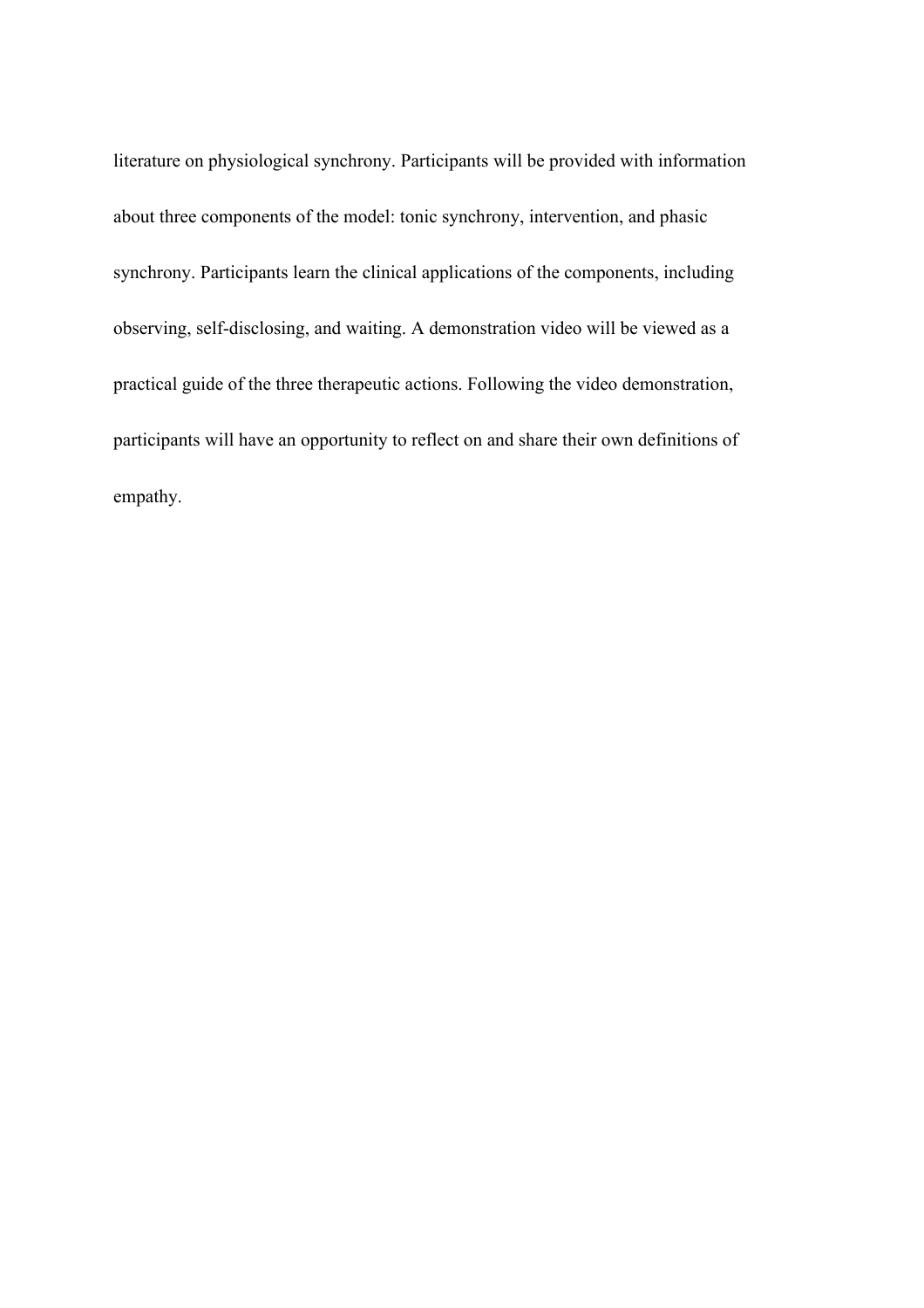literature on physiological synchrony. Participants will be provided with information about three components of the model: tonic synchrony, intervention, and phasic synchrony. Participants learn the clinical applications of the components, including observing, self-disclosing, and waiting. A demonstration video will be viewed as a practical guide of the three therapeutic actions. Following the video demonstration, participants will have an opportunity to reflect on and share their own definitions of empathy.